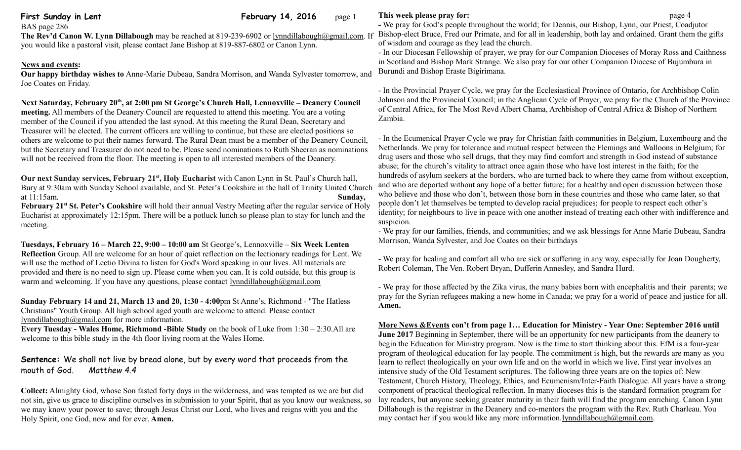**First Sunday in Lent** **February 14, 2016**

BAS page 286

**The Rev'd Canon W. Lynn Dillabough** may be reached at 819-239-6902 or lynndillabough@gmail.com. If you would like a pastoral visit, please contact Jane Bishop at 819-887-6802 or Canon Lynn.

**News and events:**

**Our happy birthday wishes to** Anne-Marie Dubeau, Sandra Morrison, and Wanda Sylvester tomorrow, and Joe Coates on Friday.

**Next Saturday, February 20th, at 2:00 pm St George's Church Hall, Lennoxville – Deanery Council meeting.** All members of the Deanery Council are requested to attend this meeting. You are a voting member of the Council if you attended the last synod. At this meeting the Rural Dean, Secretary and Treasurer will be elected. The current officers are willing to continue, but these are elected positions so others are welcome to put their names forward. The Rural Dean must be a member of the Deanery Council, but the Secretary and Treasurer do not need to be. Please send nominations to Ruth Sheeran as nominations will not be received from the floor. The meeting is open to all interested members of the Deanery.

**Our next Sunday services, February 21st, Holy Eucharist** with Canon Lynn in St. Paul's Church hall, Bury at 9:30am with Sunday School available, and St. Peter's Cookshire in the hall of Trinity United Church at 11:15am.

**Sunday, February 21st St. Peter's Cookshire** will hold their annual Vestry Meeting after the regular service of Holy Eucharist at approximately 12:15pm. There will be a potluck lunch so please plan to stay for lunch and the meeting.

**Tuesdays, February 16 – March 22, 9:00 – 10:00 am** St George's, Lennoxville – **Six Week Lenten Reflection** Group. All are welcome for an hour of quiet reflection on the lectionary readings for Lent. We will use the method of Lectio Divina to listen for God's Word speaking in our lives. All materials are provided and there is no need to sign up. Please come when you can. It is cold outside, but this group is warm and welcoming. If you have any questions, please contact lynndillabough@gmail.com

**Sunday February 14 and 21, March 13 and 20, 1:30 - 4:00**pm St Anne's, Richmond - "The Hatless Christians" Youth Group. All high school aged youth are welcome to attend. Please contact lynndillabough@gmail.com for more information.

**Every Tuesday - Wales Home, Richmond -Bible Study** on the book of Luke from 1:30 – 2:30.All are welcome to this bible study in the 4th floor living room at the Wales Home.

**Sentence:** We shall not live by bread alone, but by every word that proceeds from the mouth of God. *Matthew 4.4*

**Collect:** Almighty God, whose Son fasted forty days in the wilderness, and was tempted as we are but did not sin, give us grace to discipline ourselves in submission to your Spirit, that as you know our weakness, so we may know your power to save; through Jesus Christ our Lord, who lives and reigns with you and the Holy Spirit, one God, now and for ever. **Amen.**

**This week please pray for:**

- We pray for God's people throughout the world; for Dennis, our Bishop, Lynn, our Priest, Coadjutor Bishop-elect Bruce, Fred our Primate, and for all in leadership, both lay and ordained. Grant them the gifts of wisdom and courage as they lead the church.
- In our Diocesan Fellowship of prayer, we pray for our Companion Dioceses of Moray Ross and Caithness in Scotland and Bishop Mark Strange. We also pray for our other Companion Diocese of Bujumbura in Burundi and Bishop Eraste Bigirimana.

- In the Provincial Prayer Cycle, we pray for the Ecclesiastical Province of Ontario, for Archbishop Colin Johnson and the Provincial Council; in the Anglican Cycle of Prayer, we pray for the Church of the Province of Central Africa, for The Most Revd Albert Chama, Archbishop of Central Africa & Bishop of Northern Zambia.

- In the Ecumenical Prayer Cycle we pray for Christian faith communities in Belgium, Luxembourg and the Netherlands. We pray for tolerance and mutual respect between the Flemings and Walloons in Belgium; for drug users and those who sell drugs, that they may find comfort and strength in God instead of substance abuse; for the church's vitality to attract once again those who have lost interest in the faith; for the hundreds of asylum seekers at the borders, who are turned back to where they came from without exception, and who are deported without any hope of a better future; for a healthy and open discussion between those who believe and those who don't, between those born in these countries and those who came later, so that people don't let themselves be tempted to develop racial prejudices; for people to respect each other's identity; for neighbours to live in peace with one another instead of treating each other with indifference and suspicion.
- We pray for our families, friends, and communities; and we ask blessings for Anne Marie Dubeau, Sandra Morrison, Wanda Sylvester, and Joe Coates on their birthdays

- We pray for healing and comfort all who are sick or suffering in any way, especially for Joan Dougherty, Robert Coleman, The Ven. Robert Bryan, Dufferin Annesley, and Sandra Hurd.

- We pray for those affected by the Zika virus, the many babies born with encephalitis and their parents; we pray for the Syrian refugees making a new home in Canada; we pray for a world of peace and justice for all. **Amen.**

**More News &Events con't from page 1… Education for Ministry - Year One: September 2016 until June 2017** Beginning in September, there will be an opportunity for new participants from the deanery to begin the Education for Ministry program. Now is the time to start thinking about this. EfM is a four-year program of theological education for lay people. The commitment is high, but the rewards are many as you learn to reflect theologically on your own life and on the world in which we live. First year involves an intensive study of the Old Testament scriptures. The following three years are on the topics of: New Testament, Church History, Theology, Ethics, and Ecumenism/Inter-Faith Dialogue. All years have a strong component of practical theological reflection. In many dioceses this is the standard formation program for lay readers, but anyone seeking greater maturity in their faith will find the program enriching. Canon Lynn Dillabough is the registrar in the Deanery and co-mentors the program with the Rev. Ruth Charleau. You may contact her if you would like any more information.lynndillabough@gmail.com.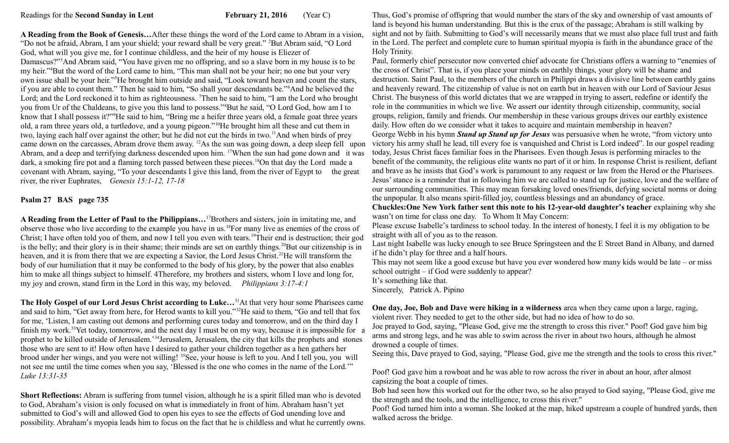Readings for the **Second Sunday in Lent** **February 21, 2016** (Year C)

**A Reading from the Book of Genesis…**After these things the word of the Lord came to Abram in a vision, "Do not be afraid, Abram, I am your shield; your reward shall be very great." [2]But Abram said, "O Lord God, what will you give me, for I continue childless, and the heir of my house is Eliezer of Damascus?"[3]And Abram said, "You have given me no offspring, and so a slave born in my house is to be my heir."[4]But the word of the Lord came to him, "This man shall not be your heir; no one but your very own issue shall be your heir."[5]He brought him outside and said, "Look toward heaven and count the stars, if you are able to count them." Then he said to him, "So shall your descendants be."[6]And he believed the Lord; and the Lord reckoned it to him as righteousness. [7]Then he said to him, "I am the Lord who brought you from Ur of the Chaldeans, to give you this land to possess."[8]But he said, "O Lord God, how am I to know that I shall possess it?"[9]He said to him, "Bring me a heifer three years old, a female goat three years old, a ram three years old, a turtledove, and a young pigeon."[10]He brought him all these and cut them in two, laying each half over against the other; but he did not cut the birds in two.[11]And when birds of prey came down on the carcasses, Abram drove them away. [12]As the sun was going down, a deep sleep fell upon Abram, and a deep and terrifying darkness descended upon him. [17]When the sun had gone down and it was dark, a smoking fire pot and a flaming torch passed between these pieces.[18]On that day the Lord made a covenant with Abram, saying, "To your descendants I give this land, from the river of Egypt to the great river, the river Euphrates, *Genesis 15:1-12, 17-18*

**Psalm 27 BAS page 735**

**A Reading from the Letter of Paul to the Philippians…**[17]Brothers and sisters, join in imitating me, and observe those who live according to the example you have in us.[18]For many live as enemies of the cross of Christ; I have often told you of them, and now I tell you even with tears.[19]Their end is destruction; their god is the belly; and their glory is in their shame; their minds are set on earthly things.[20]But our citizenship is in heaven, and it is from there that we are expecting a Savior, the Lord Jesus Christ.[21]He will transform the body of our humiliation that it may be conformed to the body of his glory, by the power that also enables him to make all things subject to himself. 4Therefore, my brothers and sisters, whom I love and long for, my joy and crown, stand firm in the Lord in this way, my beloved. *Philippians 3:17-4:1*

**The Holy Gospel of our Lord Jesus Christ according to Luke…**[31]At that very hour some Pharisees came and said to him, "Get away from here, for Herod wants to kill you."[32]He said to them, "Go and tell that fox for me, 'Listen, I am casting out demons and performing cures today and tomorrow, and on the third day I finish my work.[33]Yet today, tomorrow, and the next day I must be on my way, because it is impossible for a prophet to be killed outside of Jerusalem.'[34]Jerusalem, Jerusalem, the city that kills the prophets and stones those who are sent to it! How often have I desired to gather your children together as a hen gathers her brood under her wings, and you were not willing! [35]See, your house is left to you. And I tell you, you will not see me until the time comes when you say, 'Blessed is the one who comes in the name of the Lord.'" *Luke 13:31-35*

**Short Reflections:** Abram is suffering from tunnel vision, although he is a spirit filled man who is devoted to God, Abraham's vision is only focused on what is immediately in front of him. Abraham hasn't yet submitted to God's will and allowed God to open his eyes to see the effects of God unending love and possibility. Abraham's myopia leads him to focus on the fact that he is childless and what he currently owns. Thus, God's promise of offspring that would number the stars of the sky and ownership of vast amounts of land is beyond his human understanding. But this is the crux of the passage; Abraham is still walking by sight and not by faith. Submitting to God's will necessarily means that we must also place full trust and faith in the Lord. The perfect and complete cure to human spiritual myopia is faith in the abundance grace of the Holy Trinity.

Paul, formerly chief persecutor now converted chief advocate for Christians offers a warning to "enemies of the cross of Christ". That is, if you place your minds on earthly things, your glory will be shame and destruction. Saint Paul, to the members of the church in Philippi draws a divisive line between earthly gains and heavenly reward. The citizenship of value is not on earth but in heaven with our Lord of Saviour Jesus Christ. The busyness of this world dictates that we are wrapped in trying to assert, redefine or identify the role in the communities in which we live. We assert our identity through citizenship, community, social groups, religion, family and friends. Our membership in these various groups drives our earthly existence daily. How often do we consider what it takes to acquire and maintain membership in heaven?

George Webb in his hymn ***Stand up Stand up for Jesus*** was persuasive when he wrote, "from victory unto victory his army shall he lead, till every foe is vanquished and Christ is Lord indeed". In our gospel reading today, Jesus Christ faces familiar foes in the Pharisees. Even though Jesus is performing miracles to the benefit of the community, the religious elite wants no part of it or him. In response Christ is resilient, defiant and brave as he insists that God's work is paramount to any request or law from the Herod or the Pharisees. Jesus' stance is a reminder that in following him we are called to stand up for justice, love and the welfare of our surrounding communities. This may mean forsaking loved ones/friends, defying societal norms or doing the unpopular. It also means spirit-filled joy, countless blessings and an abundancy of grace.

**Chuckles:One New York father sent this note to his 12-year-old daughter's teacher** explaining why she wasn't on time for class one day. To Whom It May Concern:

Please excuse Isabelle's tardiness to school today. In the interest of honesty, I feel it is my obligation to be straight with all of you as to the reason.

Last night Isabelle was lucky enough to see Bruce Springsteen and the E Street Band in Albany, and darned if he didn't play for three and a half hours.

This may not seem like a good excuse but have you ever wondered how many kids would be late – or miss school outright – if God were suddenly to appear?

It's something like that.

Sincerely, Patrick A. Pipino

**One day, Joe, Bob and Dave were hiking in a wilderness** area when they came upon a large, raging, violent river. They needed to get to the other side, but had no idea of how to do so.

Joe prayed to God, saying, "Please God, give me the strength to cross this river." Poof! God gave him big arms and strong legs, and he was able to swim across the river in about two hours, although he almost drowned a couple of times.

Seeing this, Dave prayed to God, saying, "Please God, give me the strength and the tools to cross this river."

Poof! God gave him a rowboat and he was able to row across the river in about an hour, after almost capsizing the boat a couple of times.

Bob had seen how this worked out for the other two, so he also prayed to God saying, "Please God, give me the strength and the tools, and the intelligence, to cross this river."

Poof! God turned him into a woman. She looked at the map, hiked upstream a couple of hundred yards, then walked across the bridge.